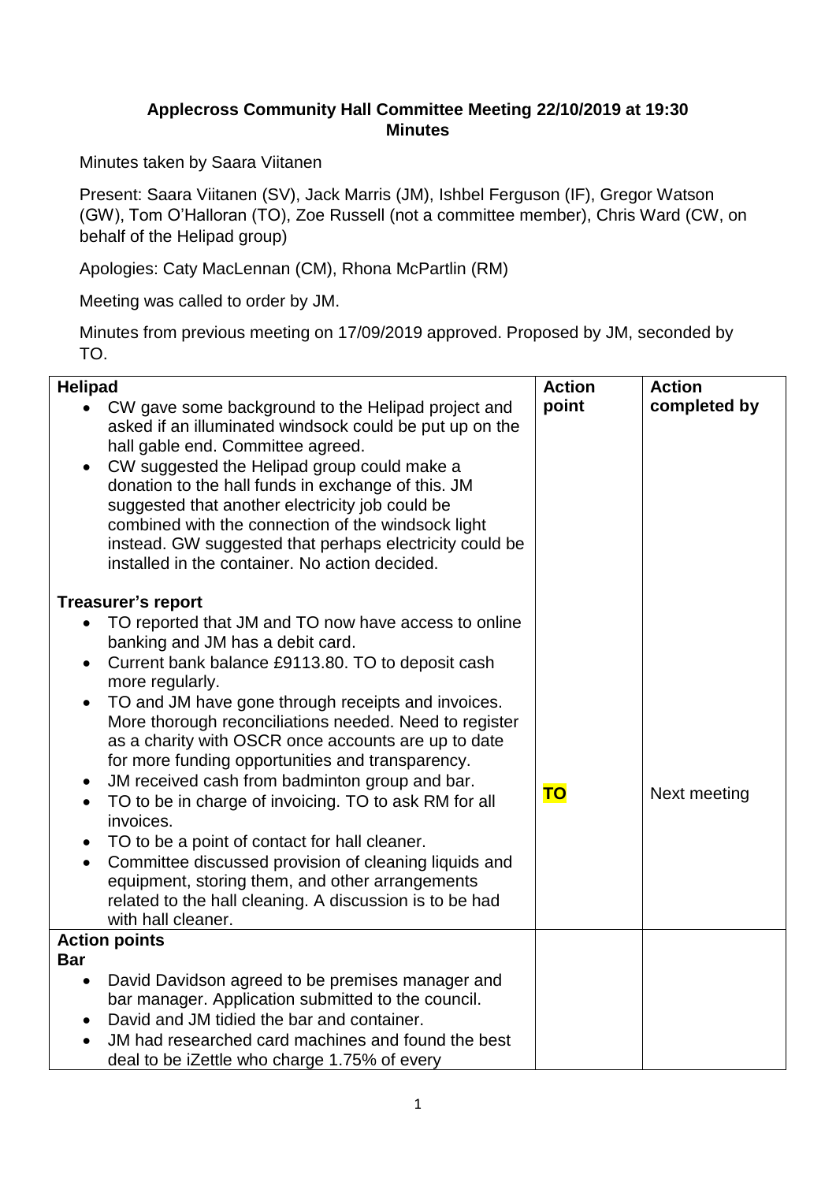**Applecross Community Hall Committee Meeting 22/10/2019 at 19:30**
**Minutes**

Minutes taken by Saara Viitanen

Present: Saara Viitanen (SV), Jack Marris (JM), Ishbel Ferguson (IF), Gregor Watson (GW), Tom O'Halloran (TO), Zoe Russell (not a committee member), Chris Ward (CW, on behalf of the Helipad group)

Apologies: Caty MacLennan (CM), Rhona McPartlin (RM)

Meeting was called to order by JM.

Minutes from previous meeting on 17/09/2019 approved. Proposed by JM, seconded by TO.

| | Action point | Action completed by |
|---|---|---|
| **Helipad**<br>• CW gave some background to the Helipad project and asked if an illuminated windsock could be put up on the hall gable end. Committee agreed.<br>• CW suggested the Helipad group could make a donation to the hall funds in exchange of this. JM suggested that another electricity job could be combined with the connection of the windsock light instead. GW suggested that perhaps electricity could be installed in the container. No action decided. | | |
| **Treasurer's report**<br>• TO reported that JM and TO now have access to online banking and JM has a debit card.<br>• Current bank balance £9113.80. TO to deposit cash more regularly.<br>• TO and JM have gone through receipts and invoices. More thorough reconciliations needed. Need to register as a charity with OSCR once accounts are up to date for more funding opportunities and transparency.<br>• JM received cash from badminton group and bar.<br>• TO to be in charge of invoicing. TO to ask RM for all invoices.<br>• TO to be a point of contact for hall cleaner.<br>• Committee discussed provision of cleaning liquids and equipment, storing them, and other arrangements related to the hall cleaning. A discussion is to be had with hall cleaner. | **TO** | Next meeting |
| **Action points**<br>**Bar**<br>• David Davidson agreed to be premises manager and bar manager. Application submitted to the council.<br>• David and JM tidied the bar and container.<br>• JM had researched card machines and found the best deal to be iZettle who charge 1.75% of every | | |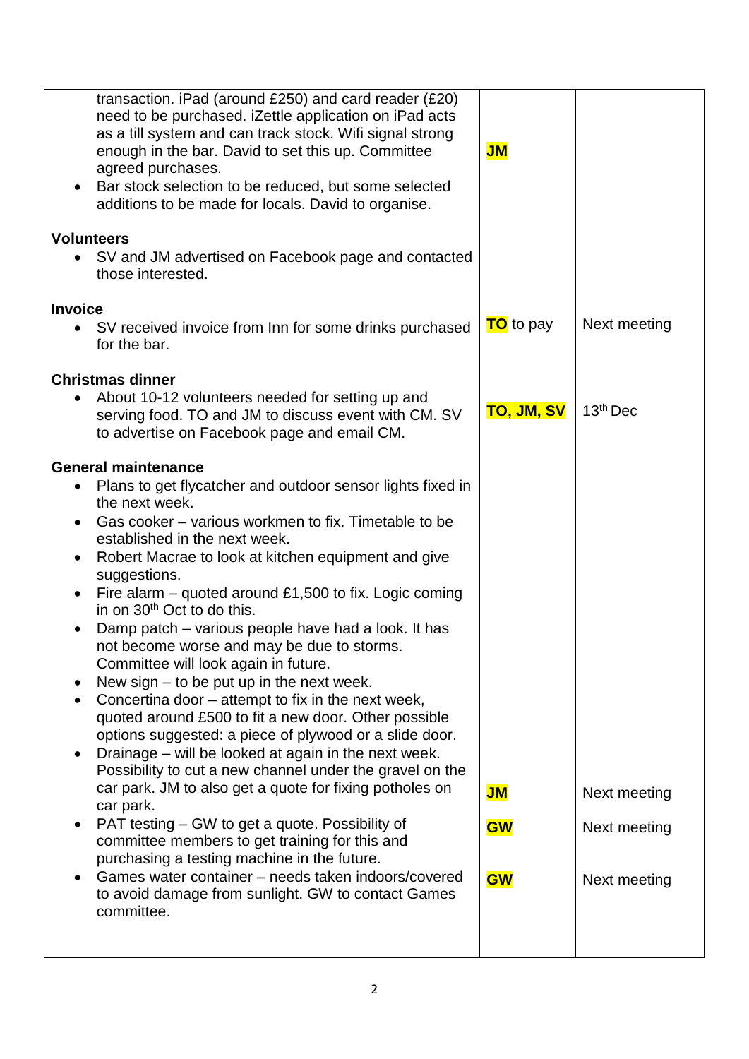| | | |
|---|---|---|
| transaction. iPad (around £250) and card reader (£20) need to be purchased. iZettle application on iPad acts as a till system and can track stock. Wifi signal strong enough in the bar. David to set this up. Committee agreed purchases.<br>• Bar stock selection to be reduced, but some selected additions to be made for locals. David to organise. | **JM** | |
| **Volunteers**<br>• SV and JM advertised on Facebook page and contacted those interested. | | |
| **Invoice**<br>• SV received invoice from Inn for some drinks purchased for the bar. | **TO** to pay | Next meeting |
| **Christmas dinner**<br>• About 10-12 volunteers needed for setting up and serving food. TO and JM to discuss event with CM. SV to advertise on Facebook page and email CM. | **TO, JM, SV** | 13th Dec |
| **General maintenance**<br>• Plans to get flycatcher and outdoor sensor lights fixed in the next week.<br>• Gas cooker – various workmen to fix. Timetable to be established in the next week.<br>• Robert Macrae to look at kitchen equipment and give suggestions.<br>• Fire alarm – quoted around £1,500 to fix. Logic coming in on 30th Oct to do this.<br>• Damp patch – various people have had a look. It has not become worse and may be due to storms. Committee will look again in future.<br>• New sign – to be put up in the next week.<br>• Concertina door – attempt to fix in the next week, quoted around £500 to fit a new door. Other possible options suggested: a piece of plywood or a slide door.<br>• Drainage – will be looked at again in the next week. Possibility to cut a new channel under the gravel on the car park. JM to also get a quote for fixing potholes on car park.<br>• PAT testing – GW to get a quote. Possibility of committee members to get training for this and purchasing a testing machine in the future.<br>• Games water container – needs taken indoors/covered to avoid damage from sunlight. GW to contact Games committee. | **JM**<br><br>**GW**<br><br>**GW** | Next meeting<br><br>Next meeting<br><br>Next meeting |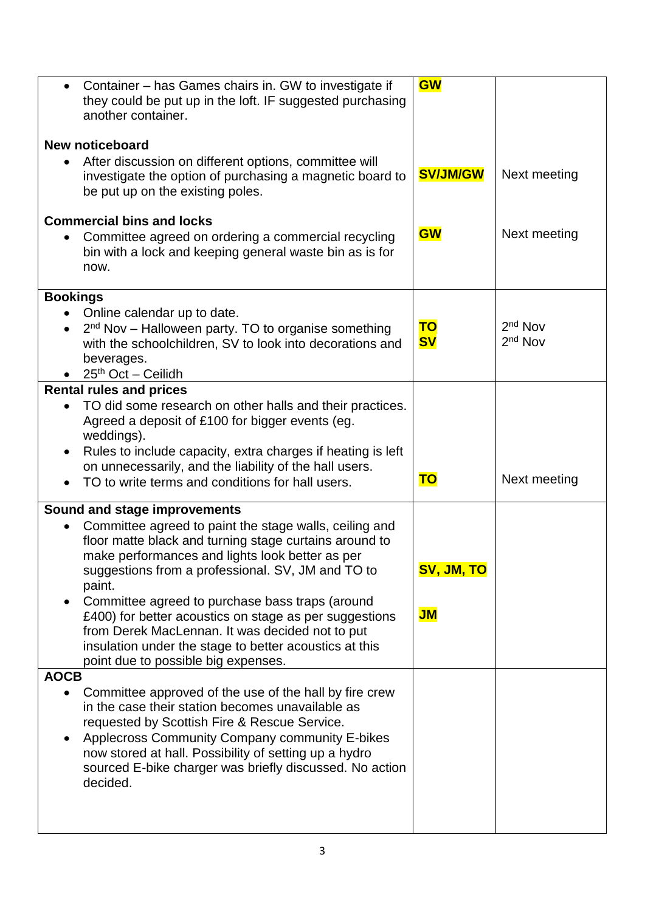| | | |
|---|---|---|
| • Container – has Games chairs in. GW to investigate if they could be put up in the loft. IF suggested purchasing another container.<br><br>**New noticeboard**<br>• After discussion on different options, committee will investigate the option of purchasing a magnetic board to be put up on the existing poles.<br><br>**Commercial bins and locks**<br>• Committee agreed on ordering a commercial recycling bin with a lock and keeping general waste bin as is for now. | **GW**<br><br><br><br>**SV/JM/GW**<br><br><br>**GW** | <br><br><br><br>Next meeting<br><br><br>Next meeting |
| **Bookings**<br>• Online calendar up to date.<br>• 2nd Nov – Halloween party. TO to organise something with the schoolchildren, SV to look into decorations and beverages.<br>• 25th Oct – Ceilidh | **TO**<br>**SV** | 2nd Nov<br>2nd Nov |
| **Rental rules and prices**<br>• TO did some research on other halls and their practices. Agreed a deposit of £100 for bigger events (eg. weddings).<br>• Rules to include capacity, extra charges if heating is left on unnecessarily, and the liability of the hall users.<br>• TO to write terms and conditions for hall users. | **TO** | Next meeting |
| **Sound and stage improvements**<br>• Committee agreed to paint the stage walls, ceiling and floor matte black and turning stage curtains around to make performances and lights look better as per suggestions from a professional. SV, JM and TO to paint.<br>• Committee agreed to purchase bass traps (around £400) for better acoustics on stage as per suggestions from Derek MacLennan. It was decided not to put insulation under the stage to better acoustics at this point due to possible big expenses. | **SV, JM, TO**<br><br>**JM** | |
| **AOCB**<br>• Committee approved of the use of the hall by fire crew in the case their station becomes unavailable as requested by Scottish Fire & Rescue Service.<br>• Applecross Community Company community E-bikes now stored at hall. Possibility of setting up a hydro sourced E-bike charger was briefly discussed. No action decided. | | |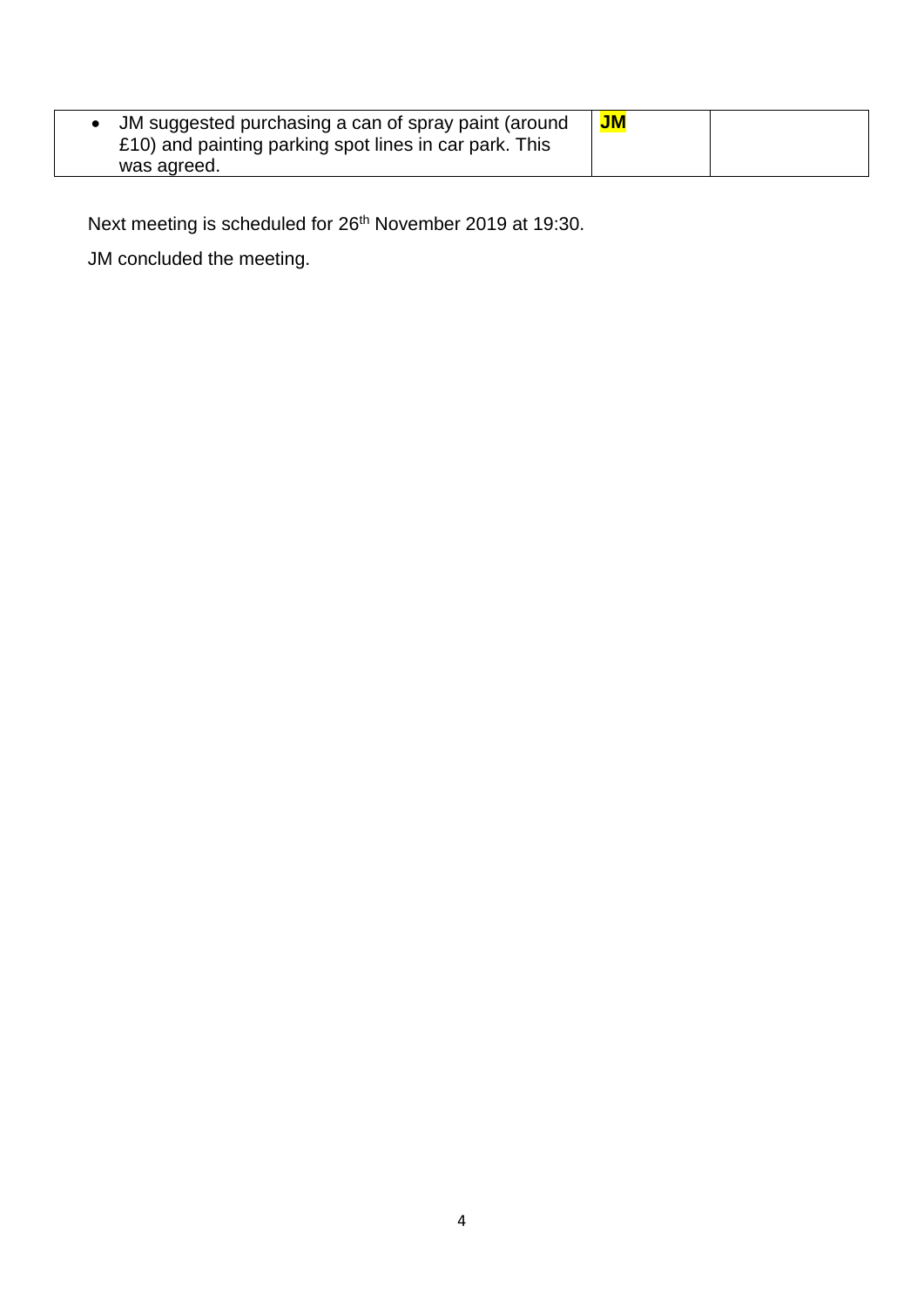| | | |
|---|---|---|
| • JM suggested purchasing a can of spray paint (around £10) and painting parking spot lines in car park. This was agreed. | **JM** | |

Next meeting is scheduled for 26th November 2019 at 19:30.

JM concluded the meeting.